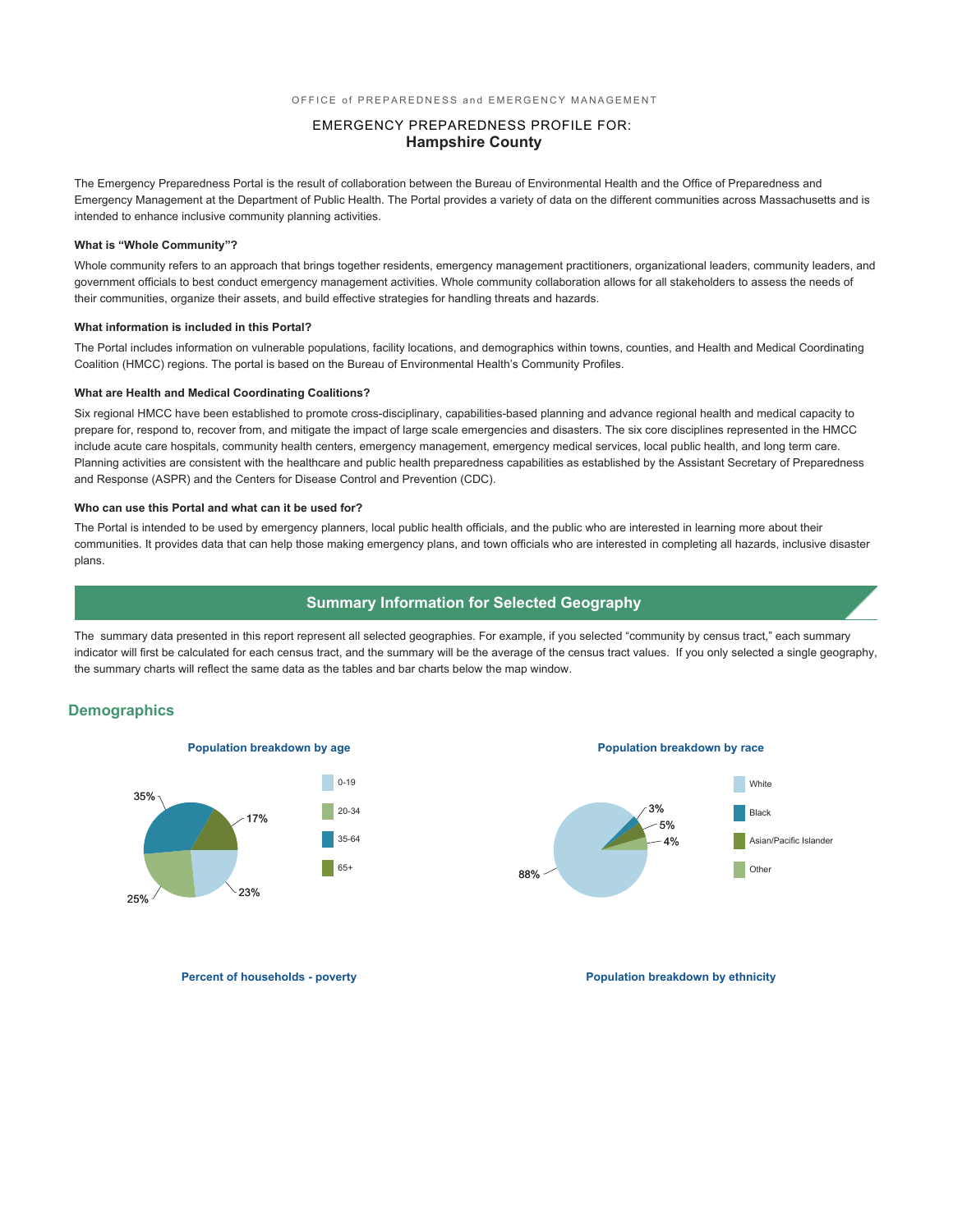OFFICE of PREPAREDNESS and EMERGENCY MANAGEMENT

EMERGENCY PREPAREDNESS PROFILE FOR:
# Hampshire County

The Emergency Preparedness Portal is the result of collaboration between the Bureau of Environmental Health and the Office of Preparedness and Emergency Management at the Department of Public Health. The Portal provides a variety of data on the different communities across Massachusetts and is intended to enhance inclusive community planning activities.

### What is "Whole Community"?

Whole community refers to an approach that brings together residents, emergency management practitioners, organizational leaders, community leaders, and government officials to best conduct emergency management activities. Whole community collaboration allows for all stakeholders to assess the needs of their communities, organize their assets, and build effective strategies for handling threats and hazards.

### What information is included in this Portal?

The Portal includes information on vulnerable populations, facility locations, and demographics within towns, counties, and Health and Medical Coordinating Coalition (HMCC) regions. The portal is based on the Bureau of Environmental Health's Community Profiles.

### What are Health and Medical Coordinating Coalitions?

Six regional HMCC have been established to promote cross-disciplinary, capabilities-based planning and advance regional health and medical capacity to prepare for, respond to, recover from, and mitigate the impact of large scale emergencies and disasters. The six core disciplines represented in the HMCC include acute care hospitals, community health centers, emergency management, emergency medical services, local public health, and long term care. Planning activities are consistent with the healthcare and public health preparedness capabilities as established by the Assistant Secretary of Preparedness and Response (ASPR) and the Centers for Disease Control and Prevention (CDC).

### Who can use this Portal and what can it be used for?

The Portal is intended to be used by emergency planners, local public health officials, and the public who are interested in learning more about their communities. It provides data that can help those making emergency plans, and town officials who are interested in completing all hazards, inclusive disaster plans.

## Summary Information for Selected Geography

The summary data presented in this report represent all selected geographies. For example, if you selected "community by census tract," each summary indicator will first be calculated for each census tract, and the summary will be the average of the census tract values. If you only selected a single geography, the summary charts will reflect the same data as the tables and bar charts below the map window.

## Demographics

**Population breakdown by age**

| Age | Percent |
|---|---|
| 0-19 | 23% |
| 20-34 | 25% |
| 35-64 | 35% |
| 65+ | 17% |

**Population breakdown by race**

| Race | Percent |
|---|---|
| White | 88% |
| Black | 3% |
| Asian/Pacific Islander | 5% |
| Other | 4% |

**Percent of households - poverty**

**Population breakdown by ethnicity**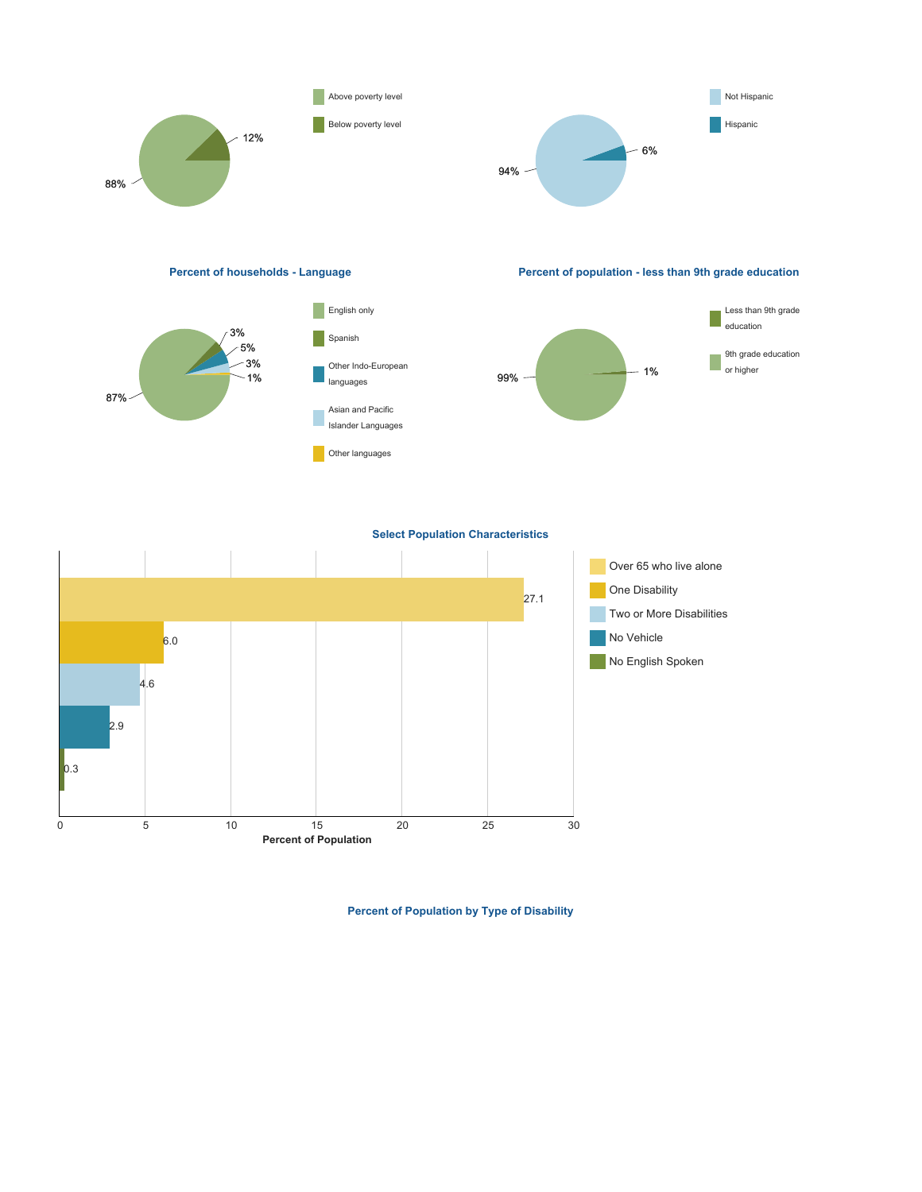| Poverty level | Percent |
|---|---|
| Above poverty level | 88% |
| Below poverty level | 12% |

| Ethnicity | Percent |
|---|---|
| Not Hispanic | 94% |
| Hispanic | 6% |

## Percent of households - Language

| Language | Percent |
|---|---|
| English only | 87% |
| Spanish | 3% |
| Other Indo-European languages | 5% |
| Asian and Pacific Islander Languages | 3% |
| Other languages | 1% |

## Percent of population - less than 9th grade education

| Education | Percent |
|---|---|
| Less than 9th grade education | 1% |
| 9th grade education or higher | 99% |

## Select Population Characteristics

| Characteristic | Percent of Population |
|---|---|
| Over 65 who live alone | 27.1 |
| One Disability | 6.0 |
| Two or More Disabilities | 4.6 |
| No Vehicle | 2.9 |
| No English Spoken | 0.3 |

## Percent of Population by Type of Disability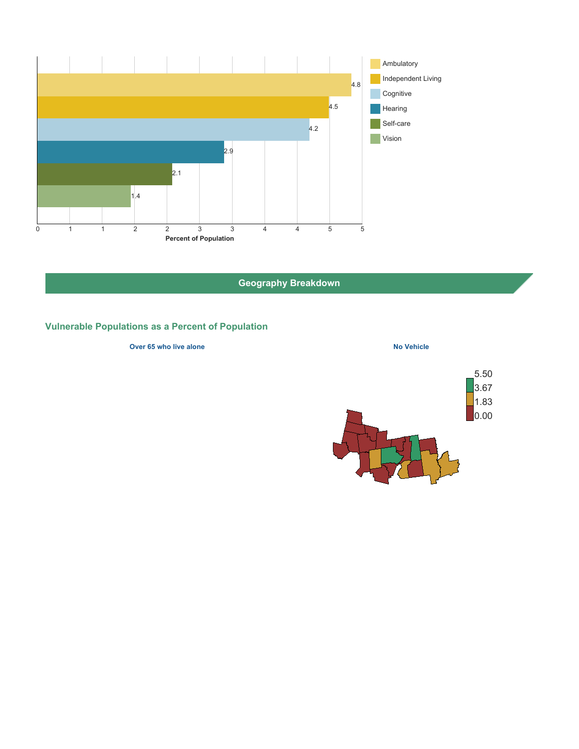| Category | Percent of Population |
| --- | --- |
| Ambulatory | 4.8 |
| Independent Living | 4.5 |
| Cognitive | 4.2 |
| Hearing | 2.9 |
| Self-care | 2.1 |
| Vision | 1.4 |

Percent of Population

## Geography Breakdown

### Vulnerable Populations as a Percent of Population

**Over 65 who live alone**

**No Vehicle**

5.50
3.67
1.83
0.00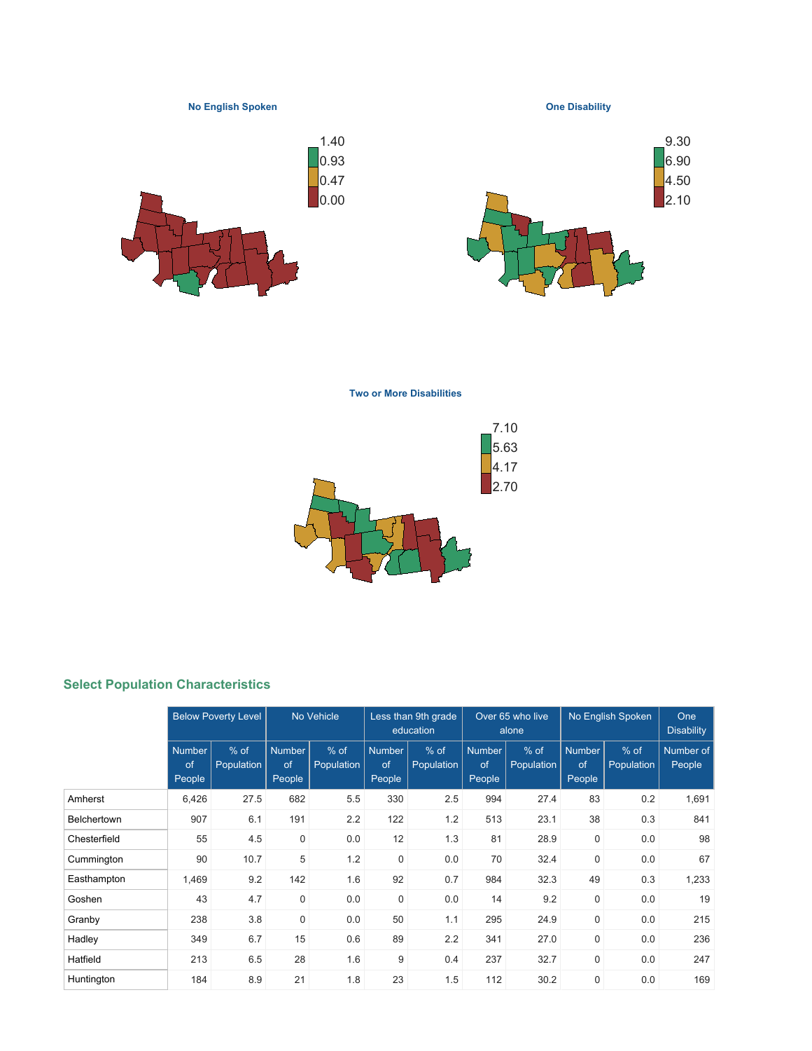No English Spoken

1.40
0.93
0.47
0.00

One Disability

9.30
6.90
4.50
2.10

Two or More Disabilities

7.10
5.63
4.17
2.70

## Select Population Characteristics

| | Below Poverty Level | | No Vehicle | | Less than 9th grade education | | Over 65 who live alone | | No English Spoken | | One Disability |
|---|---|---|---|---|---|---|---|---|---|---|---|
| | Number of People | % of Population | Number of People | % of Population | Number of People | % of Population | Number of People | % of Population | Number of People | % of Population | Number of People |
| Amherst | 6,426 | 27.5 | 682 | 5.5 | 330 | 2.5 | 994 | 27.4 | 83 | 0.2 | 1,691 |
| Belchertown | 907 | 6.1 | 191 | 2.2 | 122 | 1.2 | 513 | 23.1 | 38 | 0.3 | 841 |
| Chesterfield | 55 | 4.5 | 0 | 0.0 | 12 | 1.3 | 81 | 28.9 | 0 | 0.0 | 98 |
| Cummington | 90 | 10.7 | 5 | 1.2 | 0 | 0.0 | 70 | 32.4 | 0 | 0.0 | 67 |
| Easthampton | 1,469 | 9.2 | 142 | 1.6 | 92 | 0.7 | 984 | 32.3 | 49 | 0.3 | 1,233 |
| Goshen | 43 | 4.7 | 0 | 0.0 | 0 | 0.0 | 14 | 9.2 | 0 | 0.0 | 19 |
| Granby | 238 | 3.8 | 0 | 0.0 | 50 | 1.1 | 295 | 24.9 | 0 | 0.0 | 215 |
| Hadley | 349 | 6.7 | 15 | 0.6 | 89 | 2.2 | 341 | 27.0 | 0 | 0.0 | 236 |
| Hatfield | 213 | 6.5 | 28 | 1.6 | 9 | 0.4 | 237 | 32.7 | 0 | 0.0 | 247 |
| Huntington | 184 | 8.9 | 21 | 1.8 | 23 | 1.5 | 112 | 30.2 | 0 | 0.0 | 169 |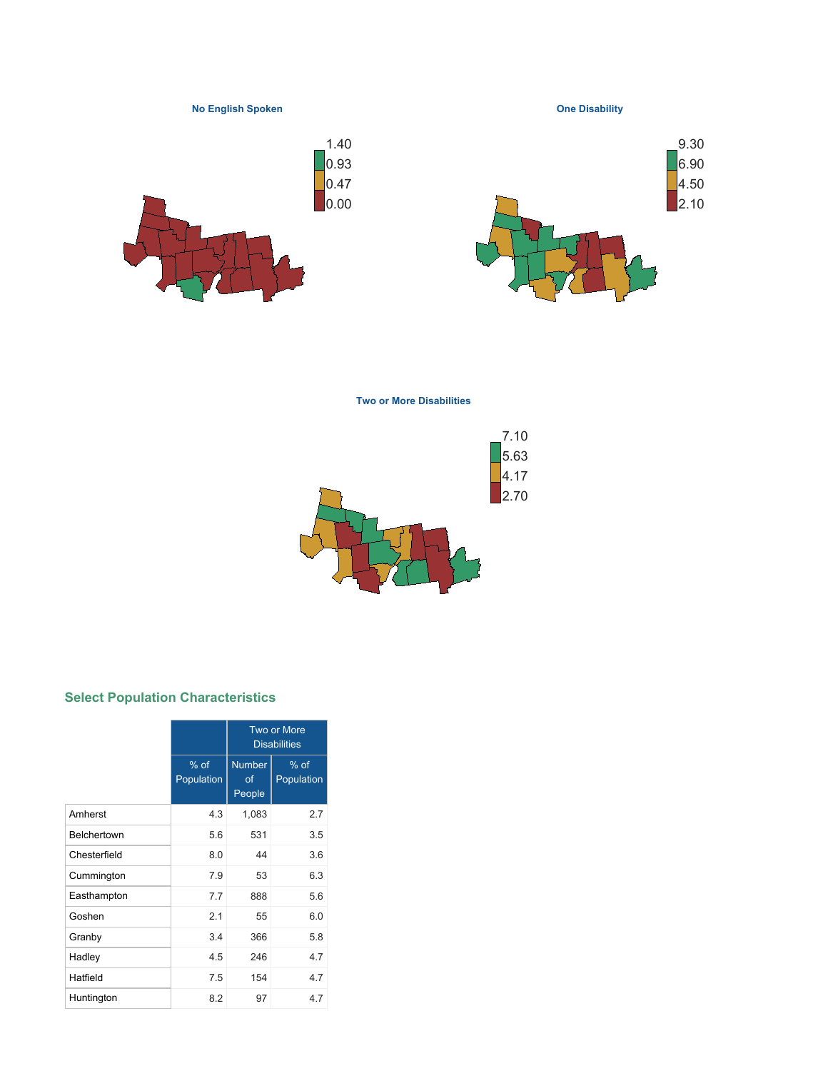**No English Spoken**

1.40
0.93
0.47
0.00

**One Disability**

9.30
6.90
4.50
2.10

**Two or More Disabilities**

7.10
5.63
4.17
2.70

## Select Population Characteristics

| | | Two or More Disabilities | |
|---|---|---|---|
| | % of Population | Number of People | % of Population |
| Amherst | 4.3 | 1,083 | 2.7 |
| Belchertown | 5.6 | 531 | 3.5 |
| Chesterfield | 8.0 | 44 | 3.6 |
| Cummington | 7.9 | 53 | 6.3 |
| Easthampton | 7.7 | 888 | 5.6 |
| Goshen | 2.1 | 55 | 6.0 |
| Granby | 3.4 | 366 | 5.8 |
| Hadley | 4.5 | 246 | 4.7 |
| Hatfield | 7.5 | 154 | 4.7 |
| Huntington | 8.2 | 97 | 4.7 |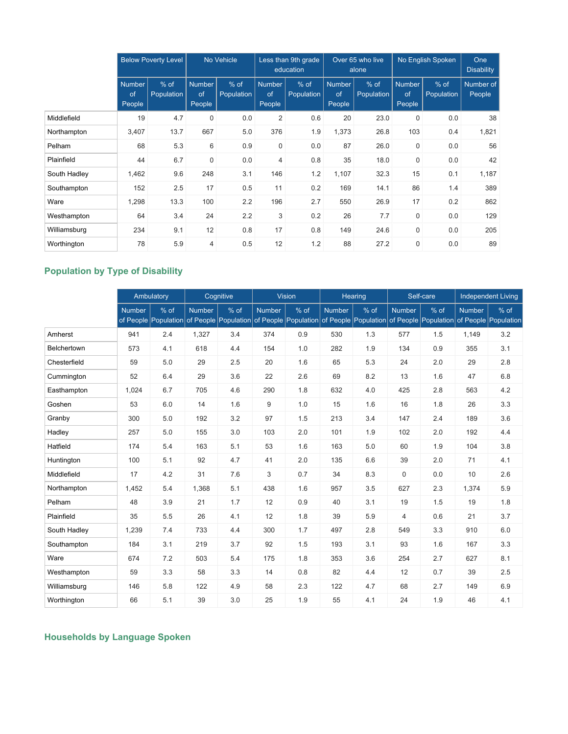| | Below Poverty Level | | No Vehicle | | Less than 9th grade education | | Over 65 who live alone | | No English Spoken | | One Disability |
|---|---|---|---|---|---|---|---|---|---|---|---|
| | Number of People | % of Population | Number of People | % of Population | Number of People | % of Population | Number of People | % of Population | Number of People | % of Population | Number of People |
| Middlefield | 19 | 4.7 | 0 | 0.0 | 2 | 0.6 | 20 | 23.0 | 0 | 0.0 | 38 |
| Northampton | 3,407 | 13.7 | 667 | 5.0 | 376 | 1.9 | 1,373 | 26.8 | 103 | 0.4 | 1,821 |
| Pelham | 68 | 5.3 | 6 | 0.9 | 0 | 0.0 | 87 | 26.0 | 0 | 0.0 | 56 |
| Plainfield | 44 | 6.7 | 0 | 0.0 | 4 | 0.8 | 35 | 18.0 | 0 | 0.0 | 42 |
| South Hadley | 1,462 | 9.6 | 248 | 3.1 | 146 | 1.2 | 1,107 | 32.3 | 15 | 0.1 | 1,187 |
| Southampton | 152 | 2.5 | 17 | 0.5 | 11 | 0.2 | 169 | 14.1 | 86 | 1.4 | 389 |
| Ware | 1,298 | 13.3 | 100 | 2.2 | 196 | 2.7 | 550 | 26.9 | 17 | 0.2 | 862 |
| Westhampton | 64 | 3.4 | 24 | 2.2 | 3 | 0.2 | 26 | 7.7 | 0 | 0.0 | 129 |
| Williamsburg | 234 | 9.1 | 12 | 0.8 | 17 | 0.8 | 149 | 24.6 | 0 | 0.0 | 205 |
| Worthington | 78 | 5.9 | 4 | 0.5 | 12 | 1.2 | 88 | 27.2 | 0 | 0.0 | 89 |

## Population by Type of Disability

| | Ambulatory | | Cognitive | | Vision | | Hearing | | Self-care | | Independent Living | |
|---|---|---|---|---|---|---|---|---|---|---|---|---|
| | Number of People | % of Population | Number of People | % of Population | Number of People | % of Population | Number of People | % of Population | Number of People | % of Population | Number of People | % of Population |
| Amherst | 941 | 2.4 | 1,327 | 3.4 | 374 | 0.9 | 530 | 1.3 | 577 | 1.5 | 1,149 | 3.2 |
| Belchertown | 573 | 4.1 | 618 | 4.4 | 154 | 1.0 | 282 | 1.9 | 134 | 0.9 | 355 | 3.1 |
| Chesterfield | 59 | 5.0 | 29 | 2.5 | 20 | 1.6 | 65 | 5.3 | 24 | 2.0 | 29 | 2.8 |
| Cummington | 52 | 6.4 | 29 | 3.6 | 22 | 2.6 | 69 | 8.2 | 13 | 1.6 | 47 | 6.8 |
| Easthampton | 1,024 | 6.7 | 705 | 4.6 | 290 | 1.8 | 632 | 4.0 | 425 | 2.8 | 563 | 4.2 |
| Goshen | 53 | 6.0 | 14 | 1.6 | 9 | 1.0 | 15 | 1.6 | 16 | 1.8 | 26 | 3.3 |
| Granby | 300 | 5.0 | 192 | 3.2 | 97 | 1.5 | 213 | 3.4 | 147 | 2.4 | 189 | 3.6 |
| Hadley | 257 | 5.0 | 155 | 3.0 | 103 | 2.0 | 101 | 1.9 | 102 | 2.0 | 192 | 4.4 |
| Hatfield | 174 | 5.4 | 163 | 5.1 | 53 | 1.6 | 163 | 5.0 | 60 | 1.9 | 104 | 3.8 |
| Huntington | 100 | 5.1 | 92 | 4.7 | 41 | 2.0 | 135 | 6.6 | 39 | 2.0 | 71 | 4.1 |
| Middlefield | 17 | 4.2 | 31 | 7.6 | 3 | 0.7 | 34 | 8.3 | 0 | 0.0 | 10 | 2.6 |
| Northampton | 1,452 | 5.4 | 1,368 | 5.1 | 438 | 1.6 | 957 | 3.5 | 627 | 2.3 | 1,374 | 5.9 |
| Pelham | 48 | 3.9 | 21 | 1.7 | 12 | 0.9 | 40 | 3.1 | 19 | 1.5 | 19 | 1.8 |
| Plainfield | 35 | 5.5 | 26 | 4.1 | 12 | 1.8 | 39 | 5.9 | 4 | 0.6 | 21 | 3.7 |
| South Hadley | 1,239 | 7.4 | 733 | 4.4 | 300 | 1.7 | 497 | 2.8 | 549 | 3.3 | 910 | 6.0 |
| Southampton | 184 | 3.1 | 219 | 3.7 | 92 | 1.5 | 193 | 3.1 | 93 | 1.6 | 167 | 3.3 |
| Ware | 674 | 7.2 | 503 | 5.4 | 175 | 1.8 | 353 | 3.6 | 254 | 2.7 | 627 | 8.1 |
| Westhampton | 59 | 3.3 | 58 | 3.3 | 14 | 0.8 | 82 | 4.4 | 12 | 0.7 | 39 | 2.5 |
| Williamsburg | 146 | 5.8 | 122 | 4.9 | 58 | 2.3 | 122 | 4.7 | 68 | 2.7 | 149 | 6.9 |
| Worthington | 66 | 5.1 | 39 | 3.0 | 25 | 1.9 | 55 | 4.1 | 24 | 1.9 | 46 | 4.1 |

## Households by Language Spoken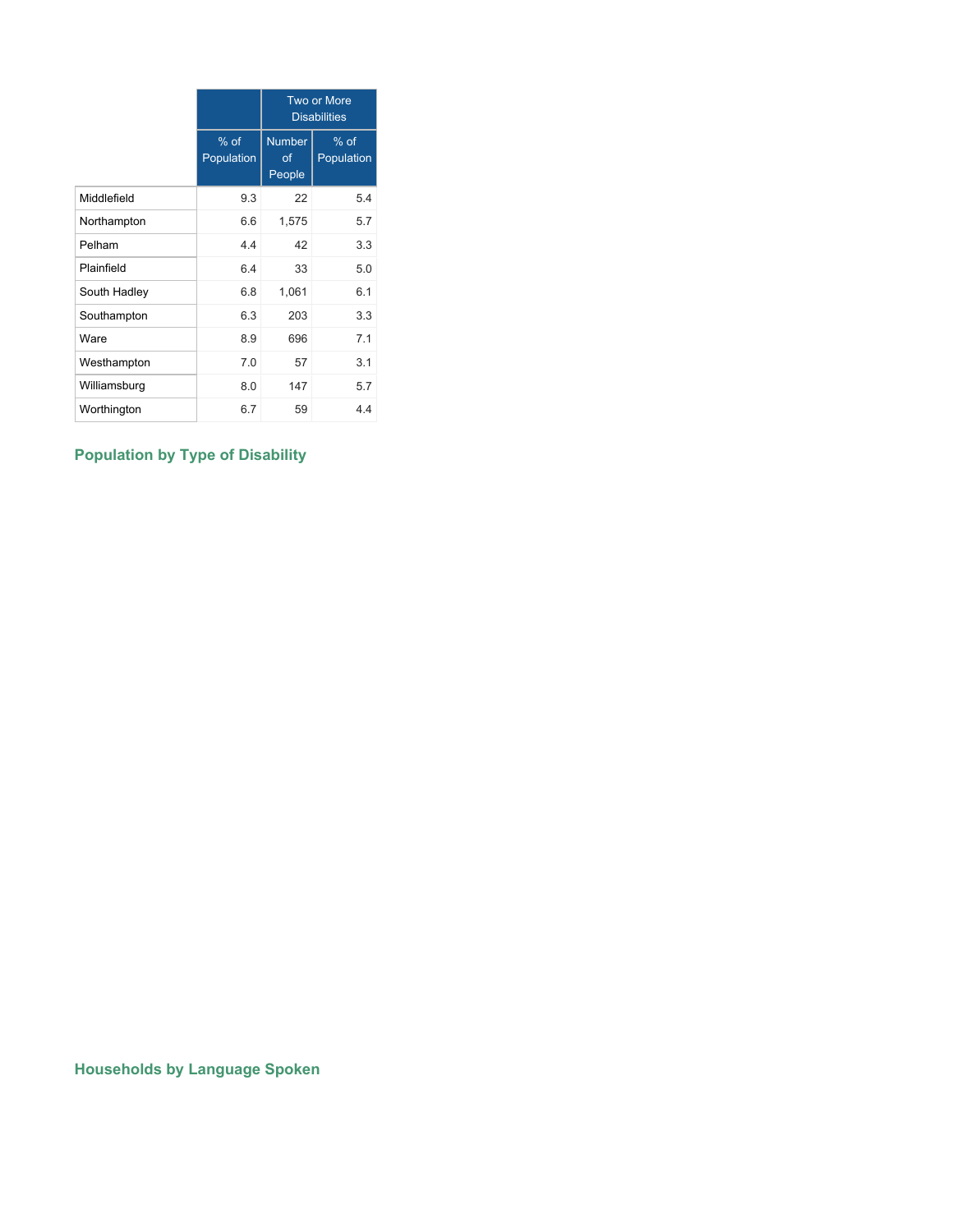| | | Two or More Disabilities | |
|---|---|---|---|
| | % of Population | Number of People | % of Population |
| Middlefield | 9.3 | 22 | 5.4 |
| Northampton | 6.6 | 1,575 | 5.7 |
| Pelham | 4.4 | 42 | 3.3 |
| Plainfield | 6.4 | 33 | 5.0 |
| South Hadley | 6.8 | 1,061 | 6.1 |
| Southampton | 6.3 | 203 | 3.3 |
| Ware | 8.9 | 696 | 7.1 |
| Westhampton | 7.0 | 57 | 3.1 |
| Williamsburg | 8.0 | 147 | 5.7 |
| Worthington | 6.7 | 59 | 4.4 |

## Population by Type of Disability

## Households by Language Spoken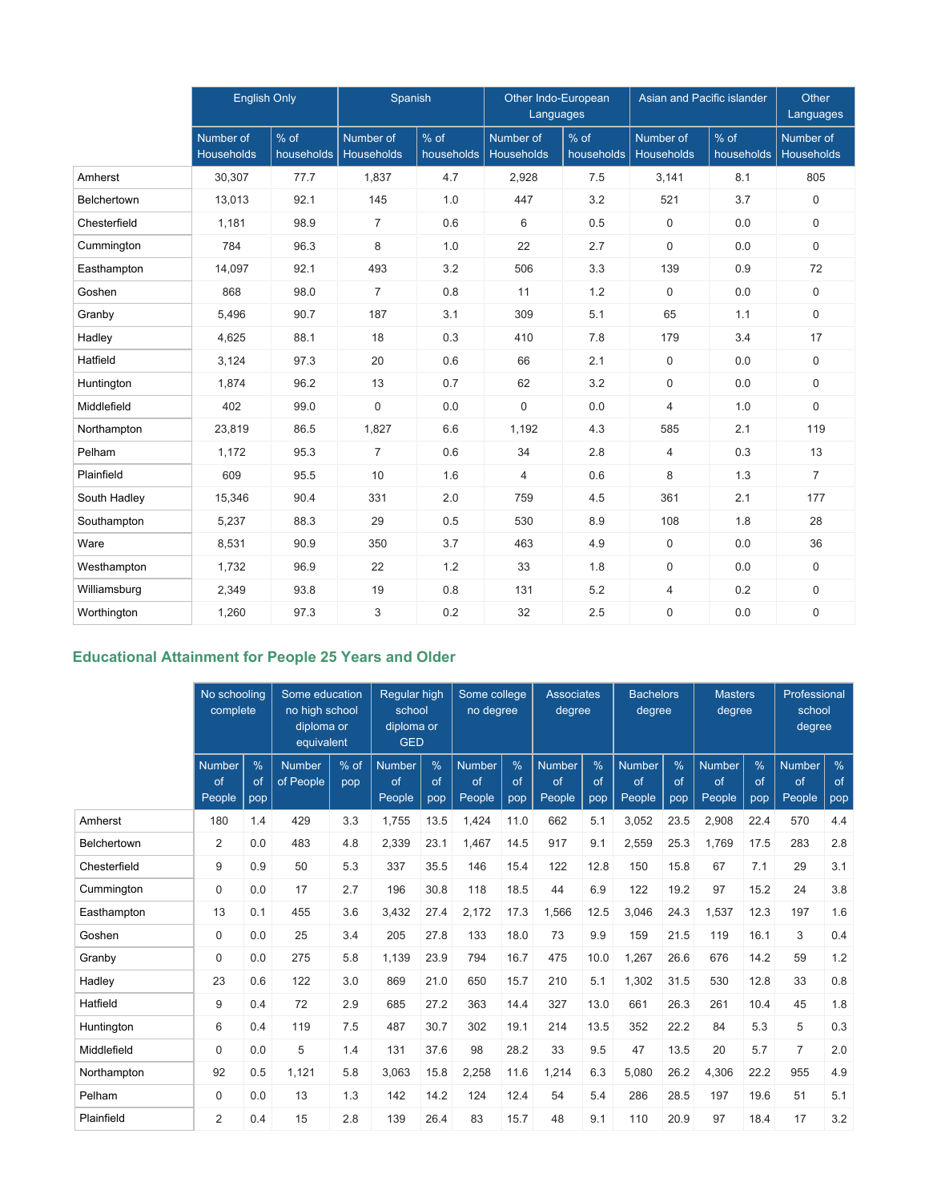| | English Only | | Spanish | | Other Indo-European Languages | | Asian and Pacific islander | | Other Languages |
|---|---|---|---|---|---|---|---|---|---|
| | Number of Households | % of households | Number of Households | % of households | Number of Households | % of households | Number of Households | % of households | Number of Households |
| Amherst | 30,307 | 77.7 | 1,837 | 4.7 | 2,928 | 7.5 | 3,141 | 8.1 | 805 |
| Belchertown | 13,013 | 92.1 | 145 | 1.0 | 447 | 3.2 | 521 | 3.7 | 0 |
| Chesterfield | 1,181 | 98.9 | 7 | 0.6 | 6 | 0.5 | 0 | 0.0 | 0 |
| Cummington | 784 | 96.3 | 8 | 1.0 | 22 | 2.7 | 0 | 0.0 | 0 |
| Easthampton | 14,097 | 92.1 | 493 | 3.2 | 506 | 3.3 | 139 | 0.9 | 72 |
| Goshen | 868 | 98.0 | 7 | 0.8 | 11 | 1.2 | 0 | 0.0 | 0 |
| Granby | 5,496 | 90.7 | 187 | 3.1 | 309 | 5.1 | 65 | 1.1 | 0 |
| Hadley | 4,625 | 88.1 | 18 | 0.3 | 410 | 7.8 | 179 | 3.4 | 17 |
| Hatfield | 3,124 | 97.3 | 20 | 0.6 | 66 | 2.1 | 0 | 0.0 | 0 |
| Huntington | 1,874 | 96.2 | 13 | 0.7 | 62 | 3.2 | 0 | 0.0 | 0 |
| Middlefield | 402 | 99.0 | 0 | 0.0 | 0 | 0.0 | 4 | 1.0 | 0 |
| Northampton | 23,819 | 86.5 | 1,827 | 6.6 | 1,192 | 4.3 | 585 | 2.1 | 119 |
| Pelham | 1,172 | 95.3 | 7 | 0.6 | 34 | 2.8 | 4 | 0.3 | 13 |
| Plainfield | 609 | 95.5 | 10 | 1.6 | 4 | 0.6 | 8 | 1.3 | 7 |
| South Hadley | 15,346 | 90.4 | 331 | 2.0 | 759 | 4.5 | 361 | 2.1 | 177 |
| Southampton | 5,237 | 88.3 | 29 | 0.5 | 530 | 8.9 | 108 | 1.8 | 28 |
| Ware | 8,531 | 90.9 | 350 | 3.7 | 463 | 4.9 | 0 | 0.0 | 36 |
| Westhampton | 1,732 | 96.9 | 22 | 1.2 | 33 | 1.8 | 0 | 0.0 | 0 |
| Williamsburg | 2,349 | 93.8 | 19 | 0.8 | 131 | 5.2 | 4 | 0.2 | 0 |
| Worthington | 1,260 | 97.3 | 3 | 0.2 | 32 | 2.5 | 0 | 0.0 | 0 |

## Educational Attainment for People 25 Years and Older

| | No schooling complete | | Some education no high school diploma or equivalent | | Regular high school diploma or GED | | Some college no degree | | Associates degree | | Bachelors degree | | Masters degree | | Professional school degree | |
|---|---|---|---|---|---|---|---|---|---|---|---|---|---|---|---|---|
| | Number of People | % of pop | Number of People | % of pop | Number of People | % of pop | Number of People | % of pop | Number of People | % of pop | Number of People | % of pop | Number of People | % of pop | Number of People | % of pop |
| Amherst | 180 | 1.4 | 429 | 3.3 | 1,755 | 13.5 | 1,424 | 11.0 | 662 | 5.1 | 3,052 | 23.5 | 2,908 | 22.4 | 570 | 4.4 |
| Belchertown | 2 | 0.0 | 483 | 4.8 | 2,339 | 23.1 | 1,467 | 14.5 | 917 | 9.1 | 2,559 | 25.3 | 1,769 | 17.5 | 283 | 2.8 |
| Chesterfield | 9 | 0.9 | 50 | 5.3 | 337 | 35.5 | 146 | 15.4 | 122 | 12.8 | 150 | 15.8 | 67 | 7.1 | 29 | 3.1 |
| Cummington | 0 | 0.0 | 17 | 2.7 | 196 | 30.8 | 118 | 18.5 | 44 | 6.9 | 122 | 19.2 | 97 | 15.2 | 24 | 3.8 |
| Easthampton | 13 | 0.1 | 455 | 3.6 | 3,432 | 27.4 | 2,172 | 17.3 | 1,566 | 12.5 | 3,046 | 24.3 | 1,537 | 12.3 | 197 | 1.6 |
| Goshen | 0 | 0.0 | 25 | 3.4 | 205 | 27.8 | 133 | 18.0 | 73 | 9.9 | 159 | 21.5 | 119 | 16.1 | 3 | 0.4 |
| Granby | 0 | 0.0 | 275 | 5.8 | 1,139 | 23.9 | 794 | 16.7 | 475 | 10.0 | 1,267 | 26.6 | 676 | 14.2 | 59 | 1.2 |
| Hadley | 23 | 0.6 | 122 | 3.0 | 869 | 21.0 | 650 | 15.7 | 210 | 5.1 | 1,302 | 31.5 | 530 | 12.8 | 33 | 0.8 |
| Hatfield | 9 | 0.4 | 72 | 2.9 | 685 | 27.2 | 363 | 14.4 | 327 | 13.0 | 661 | 26.3 | 261 | 10.4 | 45 | 1.8 |
| Huntington | 6 | 0.4 | 119 | 7.5 | 487 | 30.7 | 302 | 19.1 | 214 | 13.5 | 352 | 22.2 | 84 | 5.3 | 5 | 0.3 |
| Middlefield | 0 | 0.0 | 5 | 1.4 | 131 | 37.6 | 98 | 28.2 | 33 | 9.5 | 47 | 13.5 | 20 | 5.7 | 7 | 2.0 |
| Northampton | 92 | 0.5 | 1,121 | 5.8 | 3,063 | 15.8 | 2,258 | 11.6 | 1,214 | 6.3 | 5,080 | 26.2 | 4,306 | 22.2 | 955 | 4.9 |
| Pelham | 0 | 0.0 | 13 | 1.3 | 142 | 14.2 | 124 | 12.4 | 54 | 5.4 | 286 | 28.5 | 197 | 19.6 | 51 | 5.1 |
| Plainfield | 2 | 0.4 | 15 | 2.8 | 139 | 26.4 | 83 | 15.7 | 48 | 9.1 | 110 | 20.9 | 97 | 18.4 | 17 | 3.2 |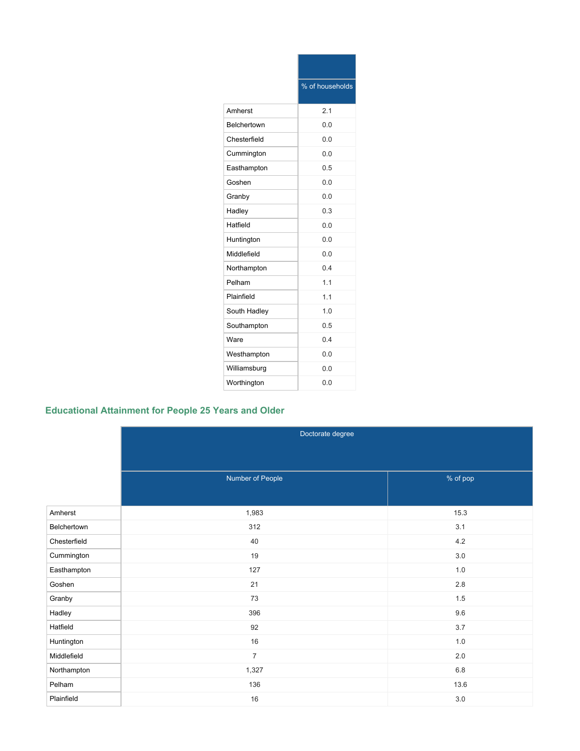| | % of households |
|---|---|
| Amherst | 2.1 |
| Belchertown | 0.0 |
| Chesterfield | 0.0 |
| Cummington | 0.0 |
| Easthampton | 0.5 |
| Goshen | 0.0 |
| Granby | 0.0 |
| Hadley | 0.3 |
| Hatfield | 0.0 |
| Huntington | 0.0 |
| Middlefield | 0.0 |
| Northampton | 0.4 |
| Pelham | 1.1 |
| Plainfield | 1.1 |
| South Hadley | 1.0 |
| Southampton | 0.5 |
| Ware | 0.4 |
| Westhampton | 0.0 |
| Williamsburg | 0.0 |
| Worthington | 0.0 |

## Educational Attainment for People 25 Years and Older

| | Doctorate degree | |
|---|---|---|
| | Number of People | % of pop |
| Amherst | 1,983 | 15.3 |
| Belchertown | 312 | 3.1 |
| Chesterfield | 40 | 4.2 |
| Cummington | 19 | 3.0 |
| Easthampton | 127 | 1.0 |
| Goshen | 21 | 2.8 |
| Granby | 73 | 1.5 |
| Hadley | 396 | 9.6 |
| Hatfield | 92 | 3.7 |
| Huntington | 16 | 1.0 |
| Middlefield | 7 | 2.0 |
| Northampton | 1,327 | 6.8 |
| Pelham | 136 | 13.6 |
| Plainfield | 16 | 3.0 |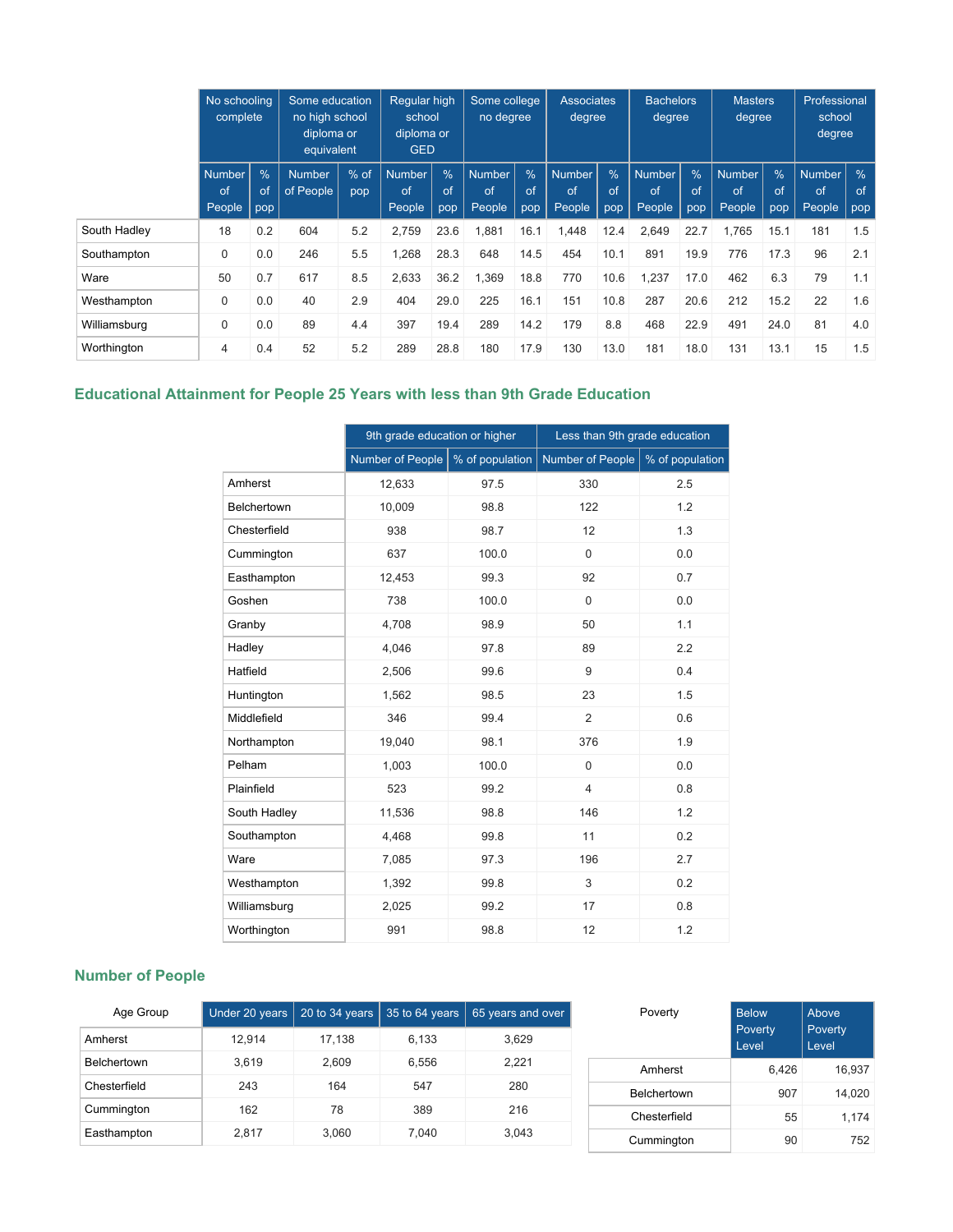| | No schooling complete | | Some education no high school diploma or equivalent | | Regular high school diploma or GED | | Some college no degree | | Associates degree | | Bachelors degree | | Masters degree | | Professional school degree | |
|---|---|---|---|---|---|---|---|---|---|---|---|---|---|---|---|---|
| | Number of People | % of pop | Number of People | % of pop | Number of People | % of pop | Number of People | % of pop | Number of People | % of pop | Number of People | % of pop | Number of People | % of pop | Number of People | % of pop |
| South Hadley | 18 | 0.2 | 604 | 5.2 | 2,759 | 23.6 | 1,881 | 16.1 | 1,448 | 12.4 | 2,649 | 22.7 | 1,765 | 15.1 | 181 | 1.5 |
| Southampton | 0 | 0.0 | 246 | 5.5 | 1,268 | 28.3 | 648 | 14.5 | 454 | 10.1 | 891 | 19.9 | 776 | 17.3 | 96 | 2.1 |
| Ware | 50 | 0.7 | 617 | 8.5 | 2,633 | 36.2 | 1,369 | 18.8 | 770 | 10.6 | 1,237 | 17.0 | 462 | 6.3 | 79 | 1.1 |
| Westhampton | 0 | 0.0 | 40 | 2.9 | 404 | 29.0 | 225 | 16.1 | 151 | 10.8 | 287 | 20.6 | 212 | 15.2 | 22 | 1.6 |
| Williamsburg | 0 | 0.0 | 89 | 4.4 | 397 | 19.4 | 289 | 14.2 | 179 | 8.8 | 468 | 22.9 | 491 | 24.0 | 81 | 4.0 |
| Worthington | 4 | 0.4 | 52 | 5.2 | 289 | 28.8 | 180 | 17.9 | 130 | 13.0 | 181 | 18.0 | 131 | 13.1 | 15 | 1.5 |

## Educational Attainment for People 25 Years with less than 9th Grade Education

| | 9th grade education or higher | | Less than 9th grade education | |
|---|---|---|---|---|
| | Number of People | % of population | Number of People | % of population |
| Amherst | 12,633 | 97.5 | 330 | 2.5 |
| Belchertown | 10,009 | 98.8 | 122 | 1.2 |
| Chesterfield | 938 | 98.7 | 12 | 1.3 |
| Cummington | 637 | 100.0 | 0 | 0.0 |
| Easthampton | 12,453 | 99.3 | 92 | 0.7 |
| Goshen | 738 | 100.0 | 0 | 0.0 |
| Granby | 4,708 | 98.9 | 50 | 1.1 |
| Hadley | 4,046 | 97.8 | 89 | 2.2 |
| Hatfield | 2,506 | 99.6 | 9 | 0.4 |
| Huntington | 1,562 | 98.5 | 23 | 1.5 |
| Middlefield | 346 | 99.4 | 2 | 0.6 |
| Northampton | 19,040 | 98.1 | 376 | 1.9 |
| Pelham | 1,003 | 100.0 | 0 | 0.0 |
| Plainfield | 523 | 99.2 | 4 | 0.8 |
| South Hadley | 11,536 | 98.8 | 146 | 1.2 |
| Southampton | 4,468 | 99.8 | 11 | 0.2 |
| Ware | 7,085 | 97.3 | 196 | 2.7 |
| Westhampton | 1,392 | 99.8 | 3 | 0.2 |
| Williamsburg | 2,025 | 99.2 | 17 | 0.8 |
| Worthington | 991 | 98.8 | 12 | 1.2 |

## Number of People

| Age Group | Under 20 years | 20 to 34 years | 35 to 64 years | 65 years and over |
|---|---|---|---|---|
| Amherst | 12,914 | 17,138 | 6,133 | 3,629 |
| Belchertown | 3,619 | 2,609 | 6,556 | 2,221 |
| Chesterfield | 243 | 164 | 547 | 280 |
| Cummington | 162 | 78 | 389 | 216 |
| Easthampton | 2,817 | 3,060 | 7,040 | 3,043 |

| Poverty | Below Poverty Level | Above Poverty Level |
|---|---|---|
| Amherst | 6,426 | 16,937 |
| Belchertown | 907 | 14,020 |
| Chesterfield | 55 | 1,174 |
| Cummington | 90 | 752 |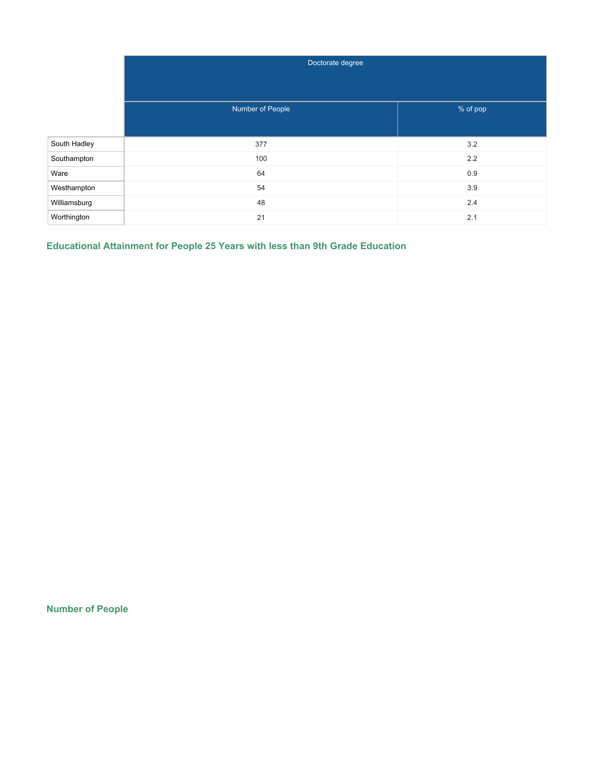| | Doctorate degree | |
|---|---|---|
| | Number of People | % of pop |
| South Hadley | 377 | 3.2 |
| Southampton | 100 | 2.2 |
| Ware | 64 | 0.9 |
| Westhampton | 54 | 3.9 |
| Williamsburg | 48 | 2.4 |
| Worthington | 21 | 2.1 |

### Educational Attainment for People 25 Years with less than 9th Grade Education

### Number of People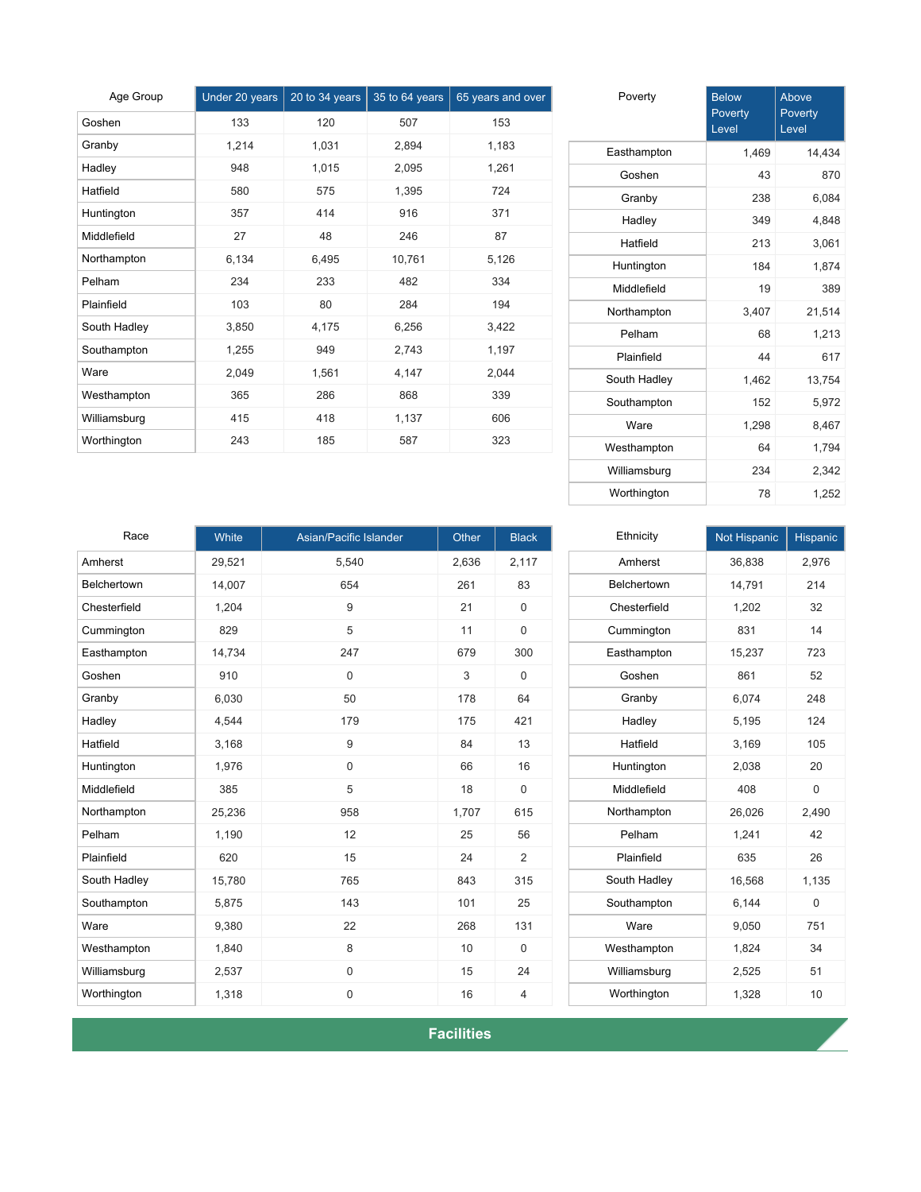| Age Group | Under 20 years | 20 to 34 years | 35 to 64 years | 65 years and over |
|---|---|---|---|---|
| Goshen | 133 | 120 | 507 | 153 |
| Granby | 1,214 | 1,031 | 2,894 | 1,183 |
| Hadley | 948 | 1,015 | 2,095 | 1,261 |
| Hatfield | 580 | 575 | 1,395 | 724 |
| Huntington | 357 | 414 | 916 | 371 |
| Middlefield | 27 | 48 | 246 | 87 |
| Northampton | 6,134 | 6,495 | 10,761 | 5,126 |
| Pelham | 234 | 233 | 482 | 334 |
| Plainfield | 103 | 80 | 284 | 194 |
| South Hadley | 3,850 | 4,175 | 6,256 | 3,422 |
| Southampton | 1,255 | 949 | 2,743 | 1,197 |
| Ware | 2,049 | 1,561 | 4,147 | 2,044 |
| Westhampton | 365 | 286 | 868 | 339 |
| Williamsburg | 415 | 418 | 1,137 | 606 |
| Worthington | 243 | 185 | 587 | 323 |

| Poverty | Below Poverty Level | Above Poverty Level |
|---|---|---|
| Easthampton | 1,469 | 14,434 |
| Goshen | 43 | 870 |
| Granby | 238 | 6,084 |
| Hadley | 349 | 4,848 |
| Hatfield | 213 | 3,061 |
| Huntington | 184 | 1,874 |
| Middlefield | 19 | 389 |
| Northampton | 3,407 | 21,514 |
| Pelham | 68 | 1,213 |
| Plainfield | 44 | 617 |
| South Hadley | 1,462 | 13,754 |
| Southampton | 152 | 5,972 |
| Ware | 1,298 | 8,467 |
| Westhampton | 64 | 1,794 |
| Williamsburg | 234 | 2,342 |
| Worthington | 78 | 1,252 |

| Race | White | Asian/Pacific Islander | Other | Black |
|---|---|---|---|---|
| Amherst | 29,521 | 5,540 | 2,636 | 2,117 |
| Belchertown | 14,007 | 654 | 261 | 83 |
| Chesterfield | 1,204 | 9 | 21 | 0 |
| Cummington | 829 | 5 | 11 | 0 |
| Easthampton | 14,734 | 247 | 679 | 300 |
| Goshen | 910 | 0 | 3 | 0 |
| Granby | 6,030 | 50 | 178 | 64 |
| Hadley | 4,544 | 179 | 175 | 421 |
| Hatfield | 3,168 | 9 | 84 | 13 |
| Huntington | 1,976 | 0 | 66 | 16 |
| Middlefield | 385 | 5 | 18 | 0 |
| Northampton | 25,236 | 958 | 1,707 | 615 |
| Pelham | 1,190 | 12 | 25 | 56 |
| Plainfield | 620 | 15 | 24 | 2 |
| South Hadley | 15,780 | 765 | 843 | 315 |
| Southampton | 5,875 | 143 | 101 | 25 |
| Ware | 9,380 | 22 | 268 | 131 |
| Westhampton | 1,840 | 8 | 10 | 0 |
| Williamsburg | 2,537 | 0 | 15 | 24 |
| Worthington | 1,318 | 0 | 16 | 4 |

| Ethnicity | Not Hispanic | Hispanic |
|---|---|---|
| Amherst | 36,838 | 2,976 |
| Belchertown | 14,791 | 214 |
| Chesterfield | 1,202 | 32 |
| Cummington | 831 | 14 |
| Easthampton | 15,237 | 723 |
| Goshen | 861 | 52 |
| Granby | 6,074 | 248 |
| Hadley | 5,195 | 124 |
| Hatfield | 3,169 | 105 |
| Huntington | 2,038 | 20 |
| Middlefield | 408 | 0 |
| Northampton | 26,026 | 2,490 |
| Pelham | 1,241 | 42 |
| Plainfield | 635 | 26 |
| South Hadley | 16,568 | 1,135 |
| Southampton | 6,144 | 0 |
| Ware | 9,050 | 751 |
| Westhampton | 1,824 | 34 |
| Williamsburg | 2,525 | 51 |
| Worthington | 1,328 | 10 |

## Facilities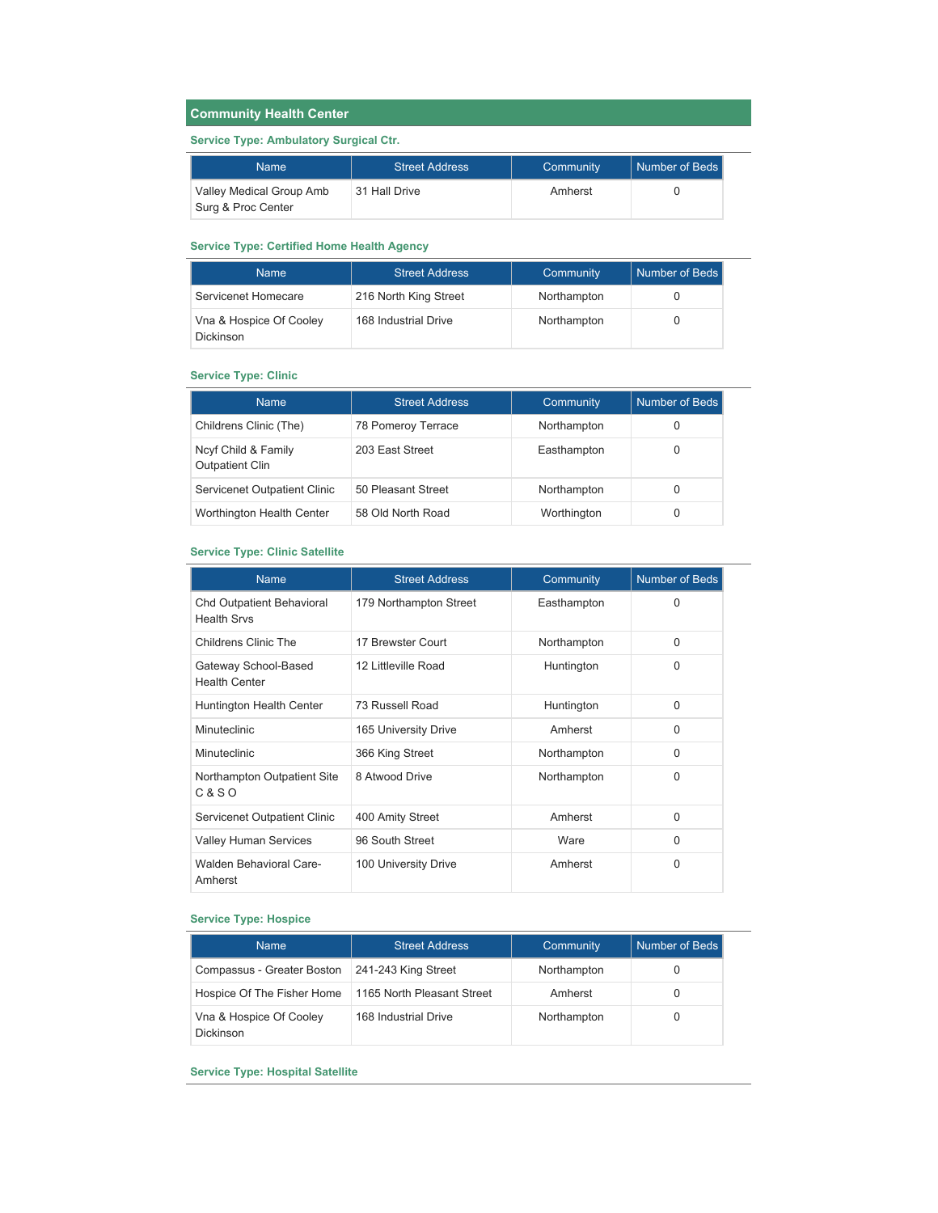## Community Health Center

### Service Type: Ambulatory Surgical Ctr.

| Name | Street Address | Community | Number of Beds |
|---|---|---|---|
| Valley Medical Group Amb Surg & Proc Center | 31 Hall Drive | Amherst | 0 |

### Service Type: Certified Home Health Agency

| Name | Street Address | Community | Number of Beds |
|---|---|---|---|
| Servicenet Homecare | 216 North King Street | Northampton | 0 |
| Vna & Hospice Of Cooley Dickinson | 168 Industrial Drive | Northampton | 0 |

### Service Type: Clinic

| Name | Street Address | Community | Number of Beds |
|---|---|---|---|
| Childrens Clinic (The) | 78 Pomeroy Terrace | Northampton | 0 |
| Ncyf Child & Family Outpatient Clin | 203 East Street | Easthampton | 0 |
| Servicenet Outpatient Clinic | 50 Pleasant Street | Northampton | 0 |
| Worthington Health Center | 58 Old North Road | Worthington | 0 |

### Service Type: Clinic Satellite

| Name | Street Address | Community | Number of Beds |
|---|---|---|---|
| Chd Outpatient Behavioral Health Srvs | 179 Northampton Street | Easthampton | 0 |
| Childrens Clinic The | 17 Brewster Court | Northampton | 0 |
| Gateway School-Based Health Center | 12 Littleville Road | Huntington | 0 |
| Huntington Health Center | 73 Russell Road | Huntington | 0 |
| Minuteclinic | 165 University Drive | Amherst | 0 |
| Minuteclinic | 366 King Street | Northampton | 0 |
| Northampton Outpatient Site C & S O | 8 Atwood Drive | Northampton | 0 |
| Servicenet Outpatient Clinic | 400 Amity Street | Amherst | 0 |
| Valley Human Services | 96 South Street | Ware | 0 |
| Walden Behavioral Care-Amherst | 100 University Drive | Amherst | 0 |

### Service Type: Hospice

| Name | Street Address | Community | Number of Beds |
|---|---|---|---|
| Compassus - Greater Boston | 241-243 King Street | Northampton | 0 |
| Hospice Of The Fisher Home | 1165 North Pleasant Street | Amherst | 0 |
| Vna & Hospice Of Cooley Dickinson | 168 Industrial Drive | Northampton | 0 |

### Service Type: Hospital Satellite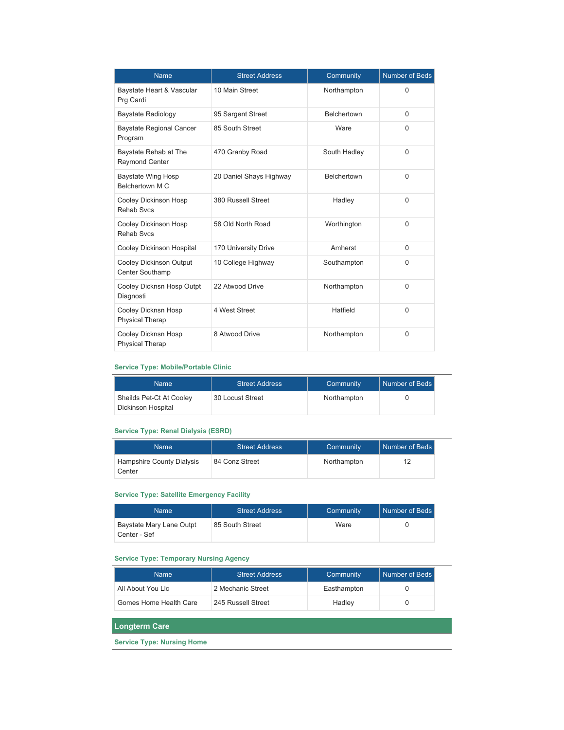| Name | Street Address | Community | Number of Beds |
|---|---|---|---|
| Baystate Heart & Vascular Prg Cardi | 10 Main Street | Northampton | 0 |
| Baystate Radiology | 95 Sargent Street | Belchertown | 0 |
| Baystate Regional Cancer Program | 85 South Street | Ware | 0 |
| Baystate Rehab at The Raymond Center | 470 Granby Road | South Hadley | 0 |
| Baystate Wing Hosp Belchertown M C | 20 Daniel Shays Highway | Belchertown | 0 |
| Cooley Dickinson Hosp Rehab Svcs | 380 Russell Street | Hadley | 0 |
| Cooley Dickinson Hosp Rehab Svcs | 58 Old North Road | Worthington | 0 |
| Cooley Dickinson Hospital | 170 University Drive | Amherst | 0 |
| Cooley Dickinson Output Center Southamp | 10 College Highway | Southampton | 0 |
| Cooley Dicknsn Hosp Outpt Diagnosti | 22 Atwood Drive | Northampton | 0 |
| Cooley Dicknsn Hosp Physical Therap | 4 West Street | Hatfield | 0 |
| Cooley Dicknsn Hosp Physical Therap | 8 Atwood Drive | Northampton | 0 |

### Service Type: Mobile/Portable Clinic

| Name | Street Address | Community | Number of Beds |
|---|---|---|---|
| Sheilds Pet-Ct At Cooley Dickinson Hospital | 30 Locust Street | Northampton | 0 |

### Service Type: Renal Dialysis (ESRD)

| Name | Street Address | Community | Number of Beds |
|---|---|---|---|
| Hampshire County Dialysis Center | 84 Conz Street | Northampton | 12 |

### Service Type: Satellite Emergency Facility

| Name | Street Address | Community | Number of Beds |
|---|---|---|---|
| Baystate Mary Lane Outpt Center - Sef | 85 South Street | Ware | 0 |

### Service Type: Temporary Nursing Agency

| Name | Street Address | Community | Number of Beds |
|---|---|---|---|
| All About You Llc | 2 Mechanic Street | Easthampton | 0 |
| Gomes Home Health Care | 245 Russell Street | Hadley | 0 |

## Longterm Care

### Service Type: Nursing Home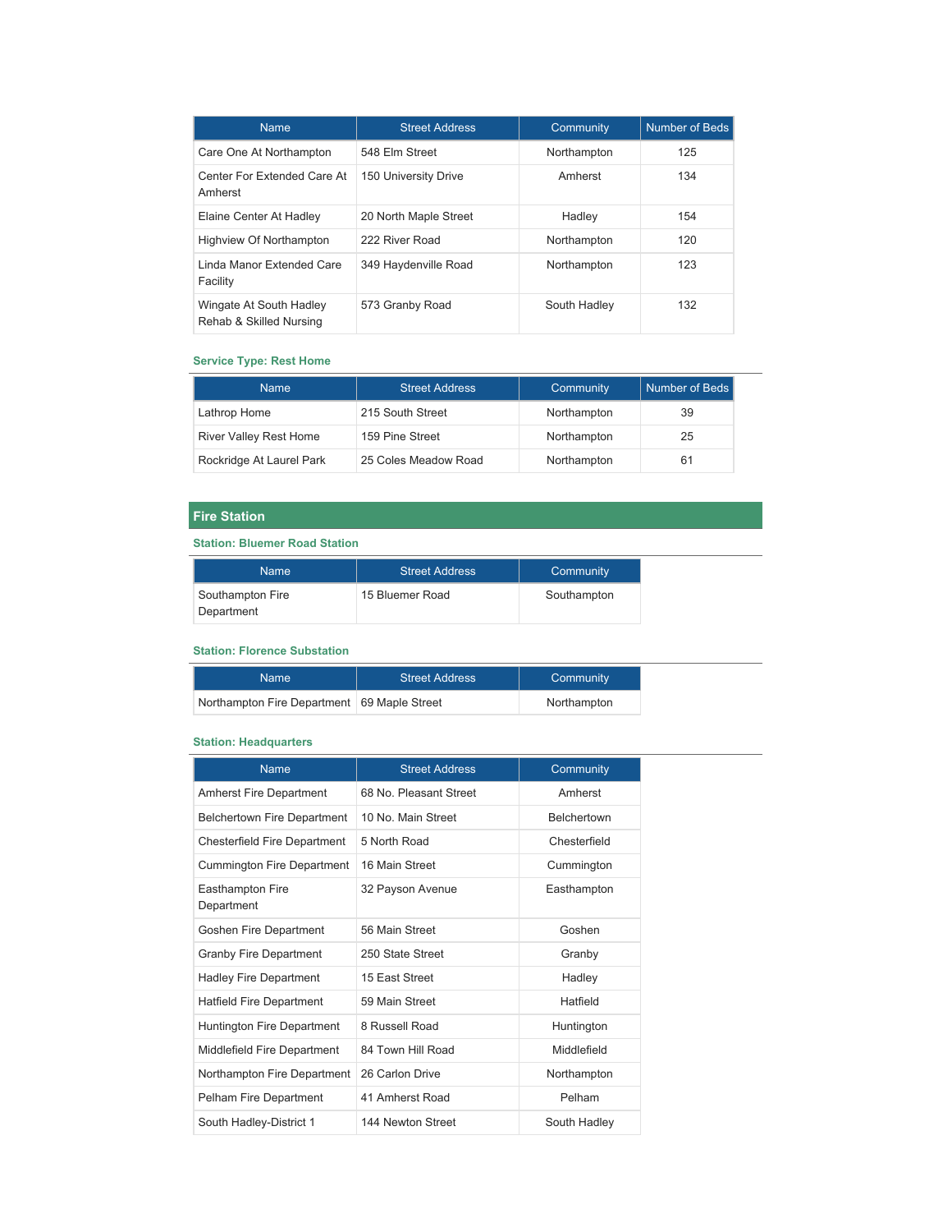| Name | Street Address | Community | Number of Beds |
| --- | --- | --- | --- |
| Care One At Northampton | 548 Elm Street | Northampton | 125 |
| Center For Extended Care At Amherst | 150 University Drive | Amherst | 134 |
| Elaine Center At Hadley | 20 North Maple Street | Hadley | 154 |
| Highview Of Northampton | 222 River Road | Northampton | 120 |
| Linda Manor Extended Care Facility | 349 Haydenville Road | Northampton | 123 |
| Wingate At South Hadley Rehab & Skilled Nursing | 573 Granby Road | South Hadley | 132 |

### Service Type: Rest Home

| Name | Street Address | Community | Number of Beds |
| --- | --- | --- | --- |
| Lathrop Home | 215 South Street | Northampton | 39 |
| River Valley Rest Home | 159 Pine Street | Northampton | 25 |
| Rockridge At Laurel Park | 25 Coles Meadow Road | Northampton | 61 |

## Fire Station

### Station: Bluemer Road Station

| Name | Street Address | Community |
| --- | --- | --- |
| Southampton Fire Department | 15 Bluemer Road | Southampton |

### Station: Florence Substation

| Name | Street Address | Community |
| --- | --- | --- |
| Northampton Fire Department | 69 Maple Street | Northampton |

### Station: Headquarters

| Name | Street Address | Community |
| --- | --- | --- |
| Amherst Fire Department | 68 No. Pleasant Street | Amherst |
| Belchertown Fire Department | 10 No. Main Street | Belchertown |
| Chesterfield Fire Department | 5 North Road | Chesterfield |
| Cummington Fire Department | 16 Main Street | Cummington |
| Easthampton Fire Department | 32 Payson Avenue | Easthampton |
| Goshen Fire Department | 56 Main Street | Goshen |
| Granby Fire Department | 250 State Street | Granby |
| Hadley Fire Department | 15 East Street | Hadley |
| Hatfield Fire Department | 59 Main Street | Hatfield |
| Huntington Fire Department | 8 Russell Road | Huntington |
| Middlefield Fire Department | 84 Town Hill Road | Middlefield |
| Northampton Fire Department | 26 Carlon Drive | Northampton |
| Pelham Fire Department | 41 Amherst Road | Pelham |
| South Hadley-District 1 | 144 Newton Street | South Hadley |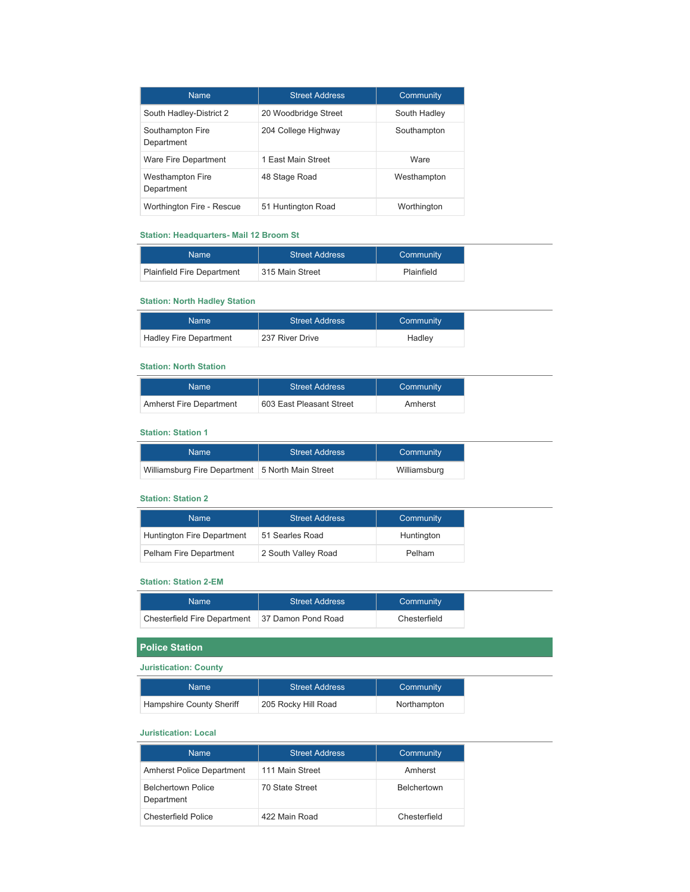| Name | Street Address | Community |
|---|---|---|
| South Hadley-District 2 | 20 Woodbridge Street | South Hadley |
| Southampton Fire Department | 204 College Highway | Southampton |
| Ware Fire Department | 1 East Main Street | Ware |
| Westhampton Fire Department | 48 Stage Road | Westhampton |
| Worthington Fire - Rescue | 51 Huntington Road | Worthington |

### Station: Headquarters- Mail 12 Broom St

| Name | Street Address | Community |
|---|---|---|
| Plainfield Fire Department | 315 Main Street | Plainfield |

### Station: North Hadley Station

| Name | Street Address | Community |
|---|---|---|
| Hadley Fire Department | 237 River Drive | Hadley |

### Station: North Station

| Name | Street Address | Community |
|---|---|---|
| Amherst Fire Department | 603 East Pleasant Street | Amherst |

### Station: Station 1

| Name | Street Address | Community |
|---|---|---|
| Williamsburg Fire Department | 5 North Main Street | Williamsburg |

### Station: Station 2

| Name | Street Address | Community |
|---|---|---|
| Huntington Fire Department | 51 Searles Road | Huntington |
| Pelham Fire Department | 2 South Valley Road | Pelham |

### Station: Station 2-EM

| Name | Street Address | Community |
|---|---|---|
| Chesterfield Fire Department | 37 Damon Pond Road | Chesterfield |

## Police Station

### Juristication: County

| Name | Street Address | Community |
|---|---|---|
| Hampshire County Sheriff | 205 Rocky Hill Road | Northampton |

### Juristication: Local

| Name | Street Address | Community |
|---|---|---|
| Amherst Police Department | 111 Main Street | Amherst |
| Belchertown Police Department | 70 State Street | Belchertown |
| Chesterfield Police | 422 Main Road | Chesterfield |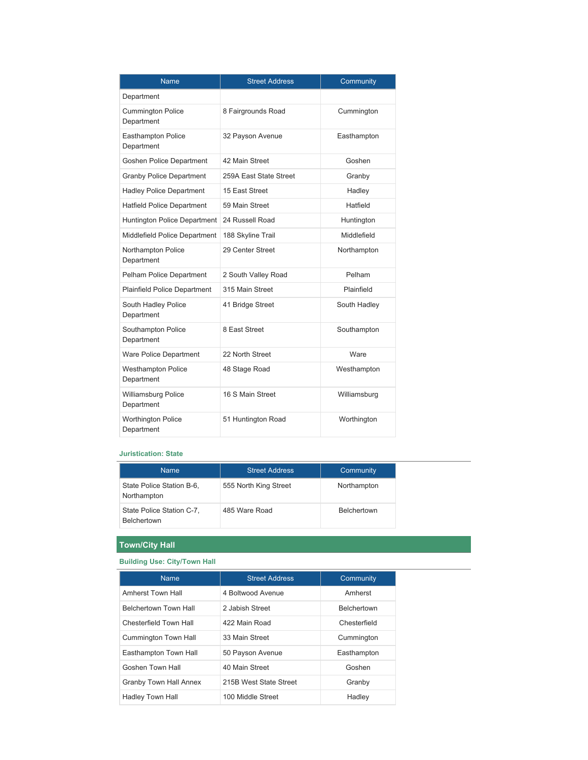| Name | Street Address | Community |
|---|---|---|
| Department | | |
| Cummington Police Department | 8 Fairgrounds Road | Cummington |
| Easthampton Police Department | 32 Payson Avenue | Easthampton |
| Goshen Police Department | 42 Main Street | Goshen |
| Granby Police Department | 259A East State Street | Granby |
| Hadley Police Department | 15 East Street | Hadley |
| Hatfield Police Department | 59 Main Street | Hatfield |
| Huntington Police Department | 24 Russell Road | Huntington |
| Middlefield Police Department | 188 Skyline Trail | Middlefield |
| Northampton Police Department | 29 Center Street | Northampton |
| Pelham Police Department | 2 South Valley Road | Pelham |
| Plainfield Police Department | 315 Main Street | Plainfield |
| South Hadley Police Department | 41 Bridge Street | South Hadley |
| Southampton Police Department | 8 East Street | Southampton |
| Ware Police Department | 22 North Street | Ware |
| Westhampton Police Department | 48 Stage Road | Westhampton |
| Williamsburg Police Department | 16 S Main Street | Williamsburg |
| Worthington Police Department | 51 Huntington Road | Worthington |

### Juristication: State

| Name | Street Address | Community |
|---|---|---|
| State Police Station B-6, Northampton | 555 North King Street | Northampton |
| State Police Station C-7, Belchertown | 485 Ware Road | Belchertown |

## Town/City Hall

### Building Use: City/Town Hall

| Name | Street Address | Community |
|---|---|---|
| Amherst Town Hall | 4 Boltwood Avenue | Amherst |
| Belchertown Town Hall | 2 Jabish Street | Belchertown |
| Chesterfield Town Hall | 422 Main Road | Chesterfield |
| Cummington Town Hall | 33 Main Street | Cummington |
| Easthampton Town Hall | 50 Payson Avenue | Easthampton |
| Goshen Town Hall | 40 Main Street | Goshen |
| Granby Town Hall Annex | 215B West State Street | Granby |
| Hadley Town Hall | 100 Middle Street | Hadley |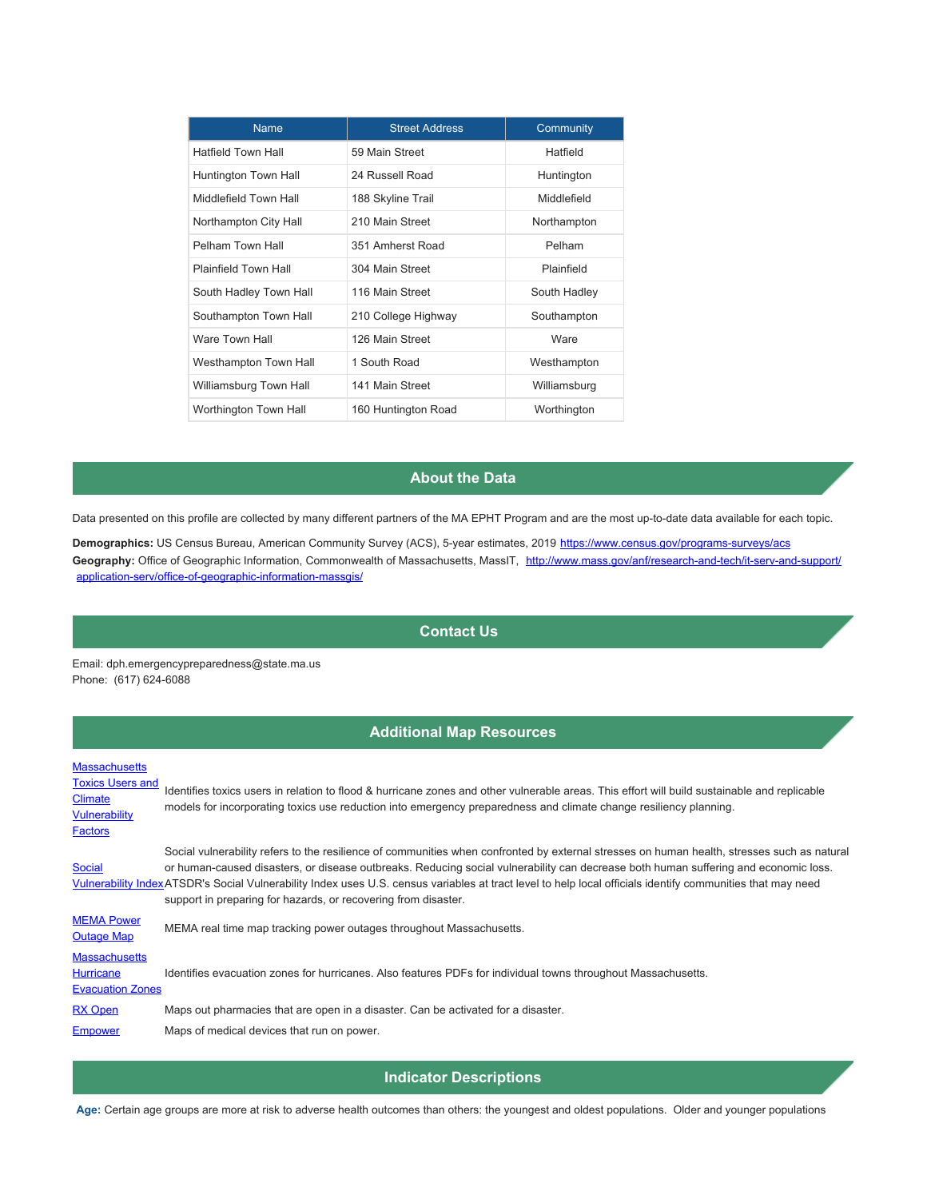| Name | Street Address | Community |
| --- | --- | --- |
| Hatfield Town Hall | 59 Main Street | Hatfield |
| Huntington Town Hall | 24 Russell Road | Huntington |
| Middlefield Town Hall | 188 Skyline Trail | Middlefield |
| Northampton City Hall | 210 Main Street | Northampton |
| Pelham Town Hall | 351 Amherst Road | Pelham |
| Plainfield Town Hall | 304 Main Street | Plainfield |
| South Hadley Town Hall | 116 Main Street | South Hadley |
| Southampton Town Hall | 210 College Highway | Southampton |
| Ware Town Hall | 126 Main Street | Ware |
| Westhampton Town Hall | 1 South Road | Westhampton |
| Williamsburg Town Hall | 141 Main Street | Williamsburg |
| Worthington Town Hall | 160 Huntington Road | Worthington |

## About the Data

Data presented on this profile are collected by many different partners of the MA EPHT Program and are the most up-to-date data available for each topic.

**Demographics:** US Census Bureau, American Community Survey (ACS), 5-year estimates, 2019 https://www.census.gov/programs-surveys/acs
**Geography:** Office of Geographic Information, Commonwealth of Massachusetts, MassIT, http://www.mass.gov/anf/research-and-tech/it-serv-and-support/application-serv/office-of-geographic-information-massgis/

## Contact Us

Email: dph.emergencypreparedness@state.ma.us
Phone: (617) 624-6088

## Additional Map Resources

| | |
| --- | --- |
| Massachusetts Toxics Users and Climate Vulnerability Factors | Identifies toxics users in relation to flood & hurricane zones and other vulnerable areas. This effort will build sustainable and replicable models for incorporating toxics use reduction into emergency preparedness and climate change resiliency planning. |
| Social Vulnerability Index | Social vulnerability refers to the resilience of communities when confronted by external stresses on human health, stresses such as natural or human-caused disasters, or disease outbreaks. Reducing social vulnerability can decrease both human suffering and economic loss. ATSDR's Social Vulnerability Index uses U.S. census variables at tract level to help local officials identify communities that may need support in preparing for hazards, or recovering from disaster. |
| MEMA Power Outage Map | MEMA real time map tracking power outages throughout Massachusetts. |
| Massachusetts Hurricane Evacuation Zones | Identifies evacuation zones for hurricanes. Also features PDFs for individual towns throughout Massachusetts. |
| RX Open | Maps out pharmacies that are open in a disaster. Can be activated for a disaster. |
| Empower | Maps of medical devices that run on power. |

## Indicator Descriptions

**Age:** Certain age groups are more at risk to adverse health outcomes than others: the youngest and oldest populations. Older and younger populations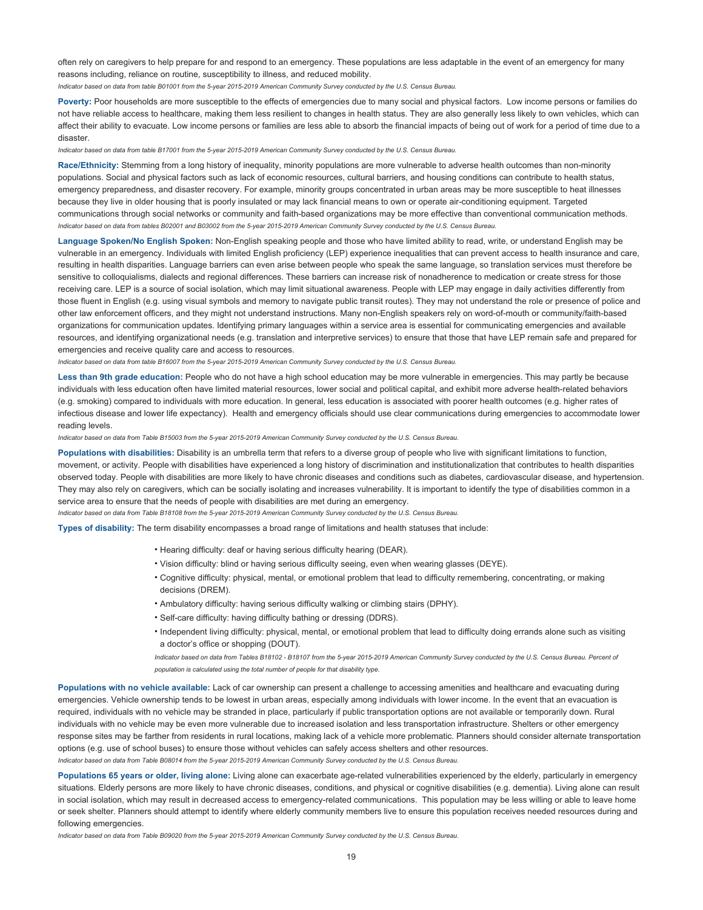often rely on caregivers to help prepare for and respond to an emergency. These populations are less adaptable in the event of an emergency for many reasons including, reliance on routine, susceptibility to illness, and reduced mobility.

*Indicator based on data from table B01001 from the 5-year 2015-2019 American Community Survey conducted by the U.S. Census Bureau.*

**Poverty:** Poor households are more susceptible to the effects of emergencies due to many social and physical factors. Low income persons or families do not have reliable access to healthcare, making them less resilient to changes in health status. They are also generally less likely to own vehicles, which can affect their ability to evacuate. Low income persons or families are less able to absorb the financial impacts of being out of work for a period of time due to a disaster.

*Indicator based on data from table B17001 from the 5-year 2015-2019 American Community Survey conducted by the U.S. Census Bureau.*

**Race/Ethnicity:** Stemming from a long history of inequality, minority populations are more vulnerable to adverse health outcomes than non-minority populations. Social and physical factors such as lack of economic resources, cultural barriers, and housing conditions can contribute to health status, emergency preparedness, and disaster recovery. For example, minority groups concentrated in urban areas may be more susceptible to heat illnesses because they live in older housing that is poorly insulated or may lack financial means to own or operate air-conditioning equipment. Targeted communications through social networks or community and faith-based organizations may be more effective than conventional communication methods.

*Indicator based on data from tables B02001 and B03002 from the 5-year 2015-2019 American Community Survey conducted by the U.S. Census Bureau.*

**Language Spoken/No English Spoken:** Non-English speaking people and those who have limited ability to read, write, or understand English may be vulnerable in an emergency. Individuals with limited English proficiency (LEP) experience inequalities that can prevent access to health insurance and care, resulting in health disparities. Language barriers can even arise between people who speak the same language, so translation services must therefore be sensitive to colloquialisms, dialects and regional differences. These barriers can increase risk of nonadherence to medication or create stress for those receiving care. LEP is a source of social isolation, which may limit situational awareness. People with LEP may engage in daily activities differently from those fluent in English (e.g. using visual symbols and memory to navigate public transit routes). They may not understand the role or presence of police and other law enforcement officers, and they might not understand instructions. Many non-English speakers rely on word-of-mouth or community/faith-based organizations for communication updates. Identifying primary languages within a service area is essential for communicating emergencies and available resources, and identifying organizational needs (e.g. translation and interpretive services) to ensure that those that have LEP remain safe and prepared for emergencies and receive quality care and access to resources.

*Indicator based on data from table B16007 from the 5-year 2015-2019 American Community Survey conducted by the U.S. Census Bureau.*

**Less than 9th grade education:** People who do not have a high school education may be more vulnerable in emergencies. This may partly be because individuals with less education often have limited material resources, lower social and political capital, and exhibit more adverse health-related behaviors (e.g. smoking) compared to individuals with more education. In general, less education is associated with poorer health outcomes (e.g. higher rates of infectious disease and lower life expectancy). Health and emergency officials should use clear communications during emergencies to accommodate lower reading levels.

*Indicator based on data from Table B15003 from the 5-year 2015-2019 American Community Survey conducted by the U.S. Census Bureau.*

**Populations with disabilities:** Disability is an umbrella term that refers to a diverse group of people who live with significant limitations to function, movement, or activity. People with disabilities have experienced a long history of discrimination and institutionalization that contributes to health disparities observed today. People with disabilities are more likely to have chronic diseases and conditions such as diabetes, cardiovascular disease, and hypertension. They may also rely on caregivers, which can be socially isolating and increases vulnerability. It is important to identify the type of disabilities common in a service area to ensure that the needs of people with disabilities are met during an emergency.

*Indicator based on data from Table B18108 from the 5-year 2015-2019 American Community Survey conducted by the U.S. Census Bureau.*

**Types of disability:** The term disability encompasses a broad range of limitations and health statuses that include:

- Hearing difficulty: deaf or having serious difficulty hearing (DEAR).
- Vision difficulty: blind or having serious difficulty seeing, even when wearing glasses (DEYE).
- Cognitive difficulty: physical, mental, or emotional problem that lead to difficulty remembering, concentrating, or making decisions (DREM).
- Ambulatory difficulty: having serious difficulty walking or climbing stairs (DPHY).
- Self-care difficulty: having difficulty bathing or dressing (DDRS).
- Independent living difficulty: physical, mental, or emotional problem that lead to difficulty doing errands alone such as visiting a doctor's office or shopping (DOUT).

*Indicator based on data from Tables B18102 - B18107 from the 5-year 2015-2019 American Community Survey conducted by the U.S. Census Bureau. Percent of population is calculated using the total number of people for that disability type.*

**Populations with no vehicle available:** Lack of car ownership can present a challenge to accessing amenities and healthcare and evacuating during emergencies. Vehicle ownership tends to be lowest in urban areas, especially among individuals with lower income. In the event that an evacuation is required, individuals with no vehicle may be stranded in place, particularly if public transportation options are not available or temporarily down. Rural individuals with no vehicle may be even more vulnerable due to increased isolation and less transportation infrastructure. Shelters or other emergency response sites may be farther from residents in rural locations, making lack of a vehicle more problematic. Planners should consider alternate transportation options (e.g. use of school buses) to ensure those without vehicles can safely access shelters and other resources.

*Indicator based on data from Table B08014 from the 5-year 2015-2019 American Community Survey conducted by the U.S. Census Bureau.*

**Populations 65 years or older, living alone:** Living alone can exacerbate age-related vulnerabilities experienced by the elderly, particularly in emergency situations. Elderly persons are more likely to have chronic diseases, conditions, and physical or cognitive disabilities (e.g. dementia). Living alone can result in social isolation, which may result in decreased access to emergency-related communications. This population may be less willing or able to leave home or seek shelter. Planners should attempt to identify where elderly community members live to ensure this population receives needed resources during and following emergencies.

*Indicator based on data from Table B09020 from the 5-year 2015-2019 American Community Survey conducted by the U.S. Census Bureau.*